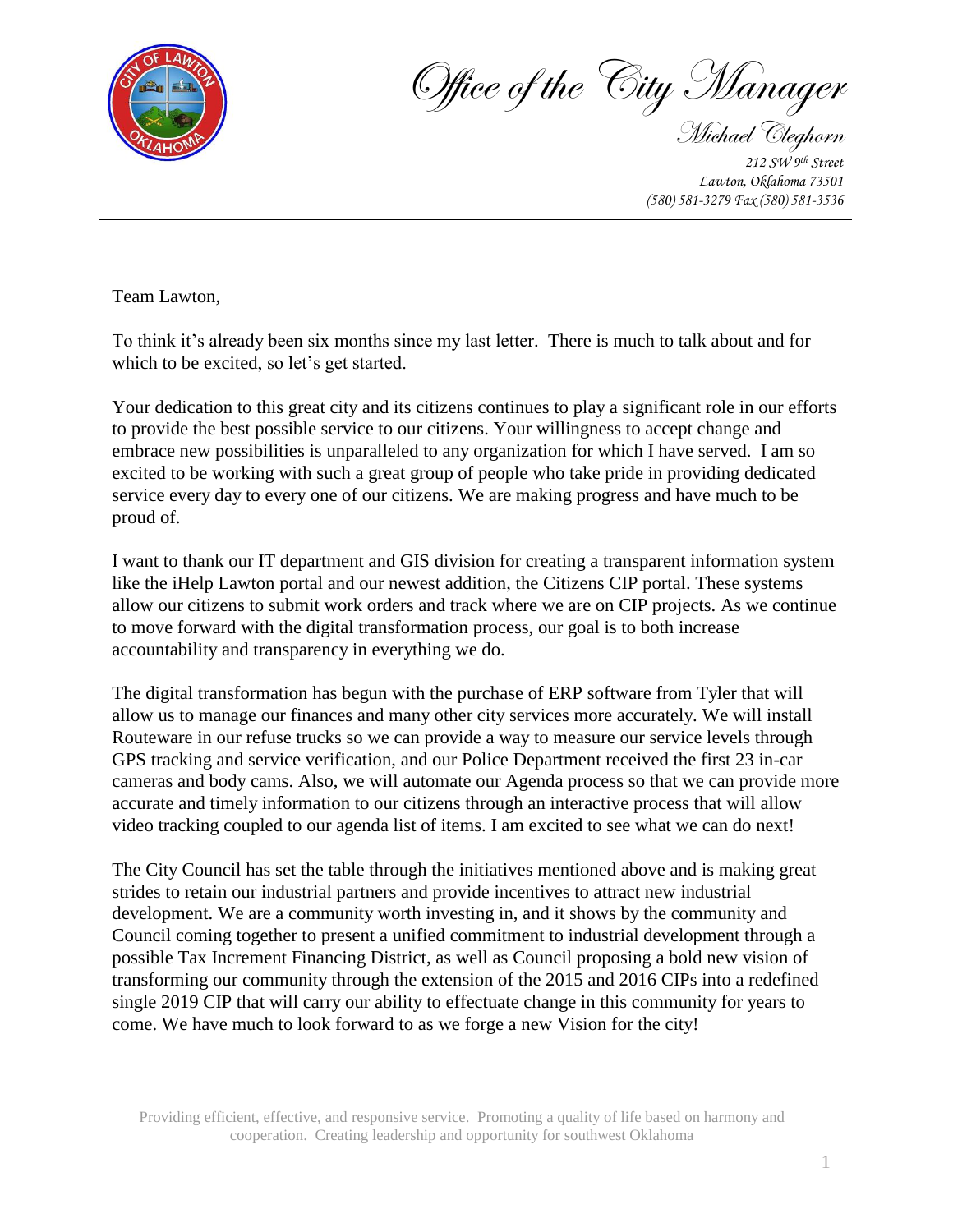# Office of the City Manager

*Michael Cleghorn*

*212 SW 9th Street*
*Lawton, Oklahoma 73501*
*(580) 581-3279 Fax (580) 581-3536*

---

Team Lawton,

To think it's already been six months since my last letter. There is much to talk about and for which to be excited, so let's get started.

Your dedication to this great city and its citizens continues to play a significant role in our efforts to provide the best possible service to our citizens. Your willingness to accept change and embrace new possibilities is unparalleled to any organization for which I have served. I am so excited to be working with such a great group of people who take pride in providing dedicated service every day to every one of our citizens. We are making progress and have much to be proud of.

I want to thank our IT department and GIS division for creating a transparent information system like the iHelp Lawton portal and our newest addition, the Citizens CIP portal. These systems allow our citizens to submit work orders and track where we are on CIP projects. As we continue to move forward with the digital transformation process, our goal is to both increase accountability and transparency in everything we do.

The digital transformation has begun with the purchase of ERP software from Tyler that will allow us to manage our finances and many other city services more accurately. We will install Routeware in our refuse trucks so we can provide a way to measure our service levels through GPS tracking and service verification, and our Police Department received the first 23 in-car cameras and body cams. Also, we will automate our Agenda process so that we can provide more accurate and timely information to our citizens through an interactive process that will allow video tracking coupled to our agenda list of items. I am excited to see what we can do next!

The City Council has set the table through the initiatives mentioned above and is making great strides to retain our industrial partners and provide incentives to attract new industrial development. We are a community worth investing in, and it shows by the community and Council coming together to present a unified commitment to industrial development through a possible Tax Increment Financing District, as well as Council proposing a bold new vision of transforming our community through the extension of the 2015 and 2016 CIPs into a redefined single 2019 CIP that will carry our ability to effectuate change in this community for years to come. We have much to look forward to as we forge a new Vision for the city!

Providing efficient, effective, and responsive service. Promoting a quality of life based on harmony and cooperation. Creating leadership and opportunity for southwest Oklahoma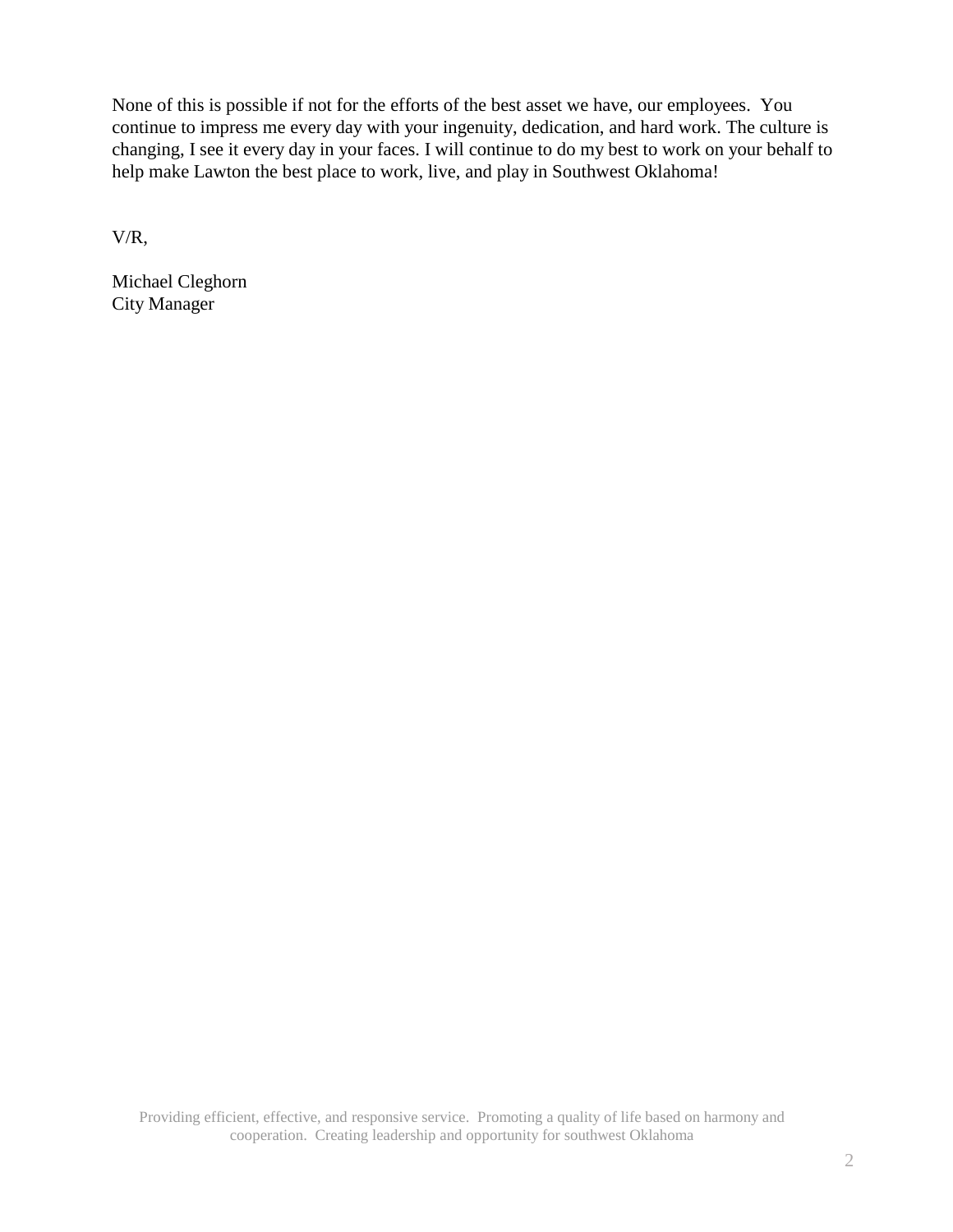None of this is possible if not for the efforts of the best asset we have, our employees. You continue to impress me every day with your ingenuity, dedication, and hard work. The culture is changing, I see it every day in your faces. I will continue to do my best to work on your behalf to help make Lawton the best place to work, live, and play in Southwest Oklahoma!

V/R,

Michael Cleghorn
City Manager